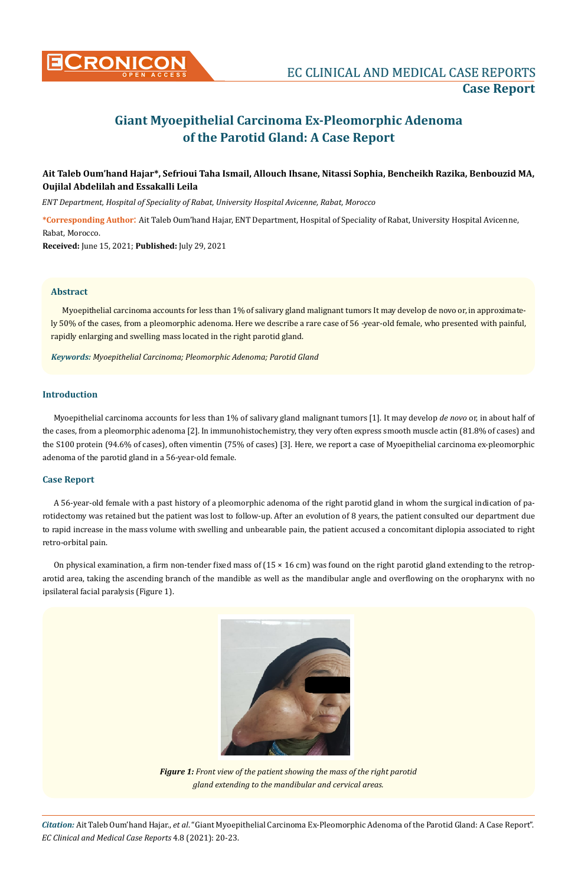# Giant Myoepithelial Carcinoma Ex-Pleomorphic Adenoma of the Parotid Gland: A Case Report

**Ait Taleb Oum'hand Hajar*, Sefrioui Taha Ismail, Allouch Ihsane, Nitassi Sophia, Bencheikh Razika, Benbouzid MA, Oujilal Abdelilah and Essakalli Leila**

*ENT Department, Hospital of Speciality of Rabat, University Hospital Avicenne, Rabat, Morocco*

***Corresponding Author**: Ait Taleb Oum'hand Hajar, ENT Department, Hospital of Speciality of Rabat, University Hospital Avicenne, Rabat, Morocco.

**Received:** June 15, 2021; **Published:** July 29, 2021

## Abstract

Myoepithelial carcinoma accounts for less than 1% of salivary gland malignant tumors It may develop de novo or, in approximately 50% of the cases, from a pleomorphic adenoma. Here we describe a rare case of 56 -year-old female, who presented with painful, rapidly enlarging and swelling mass located in the right parotid gland.

***Keywords:*** *Myoepithelial Carcinoma; Pleomorphic Adenoma; Parotid Gland*

## Introduction

Myoepithelial carcinoma accounts for less than 1% of salivary gland malignant tumors [1]. It may develop *de novo* or, in about half of the cases, from a pleomorphic adenoma [2]. In immunohistochemistry, they very often express smooth muscle actin (81.8% of cases) and the S100 protein (94.6% of cases), often vimentin (75% of cases) [3]. Here, we report a case of Myoepithelial carcinoma ex-pleomorphic adenoma of the parotid gland in a 56-year-old female.

## Case Report

A 56-year-old female with a past history of a pleomorphic adenoma of the right parotid gland in whom the surgical indication of parotidectomy was retained but the patient was lost to follow-up. After an evolution of 8 years, the patient consulted our department due to rapid increase in the mass volume with swelling and unbearable pain, the patient accused a concomitant diplopia associated to right retro-orbital pain.

On physical examination, a firm non-tender fixed mass of (15 × 16 cm) was found on the right parotid gland extending to the retroparotid area, taking the ascending branch of the mandible as well as the mandibular angle and overflowing on the oropharynx with no ipsilateral facial paralysis (Figure 1).

***Figure 1:*** *Front view of the patient showing the mass of the right parotid gland extending to the mandibular and cervical areas.*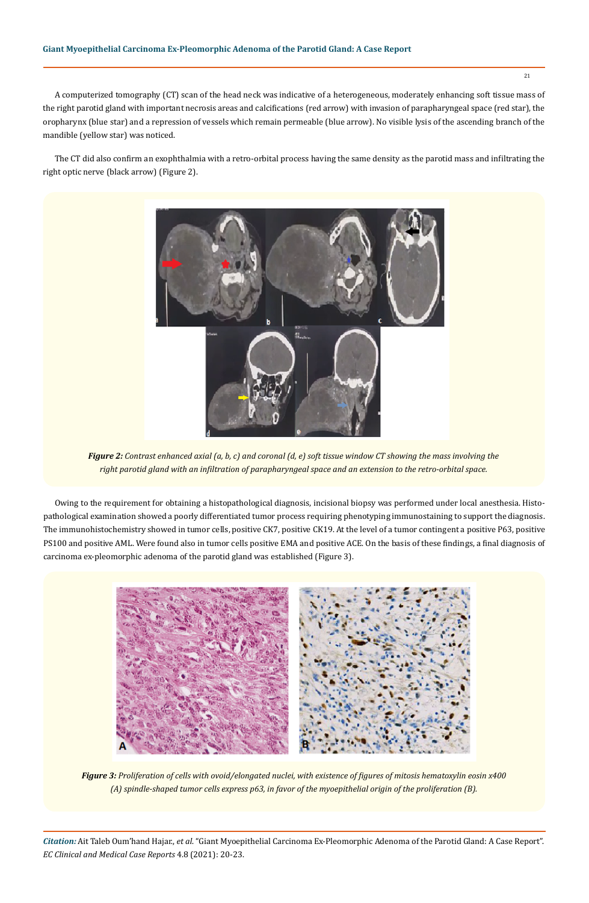A computerized tomography (CT) scan of the head neck was indicative of a heterogeneous, moderately enhancing soft tissue mass of the right parotid gland with important necrosis areas and calcifications (red arrow) with invasion of parapharyngeal space (red star), the oropharynx (blue star) and a repression of vessels which remain permeable (blue arrow). No visible lysis of the ascending branch of the mandible (yellow star) was noticed.

The CT did also confirm an exophthalmia with a retro-orbital process having the same density as the parotid mass and infiltrating the right optic nerve (black arrow) (Figure 2).

*Figure 2: Contrast enhanced axial (a, b, c) and coronal (d, e) soft tissue window CT showing the mass involving the right parotid gland with an infiltration of parapharyngeal space and an extension to the retro-orbital space.*

Owing to the requirement for obtaining a histopathological diagnosis, incisional biopsy was performed under local anesthesia. Histopathological examination showed a poorly differentiated tumor process requiring phenotyping immunostaining to support the diagnosis. The immunohistochemistry showed in tumor cells, positive CK7, positive CK19. At the level of a tumor contingent a positive P63, positive PS100 and positive AML. Were found also in tumor cells positive EMA and positive ACE. On the basis of these findings, a final diagnosis of carcinoma ex-pleomorphic adenoma of the parotid gland was established (Figure 3).

*Figure 3: Proliferation of cells with ovoid/elongated nuclei, with existence of figures of mitosis hematoxylin eosin x400 (A) spindle-shaped tumor cells express p63, in favor of the myoepithelial origin of the proliferation (B).*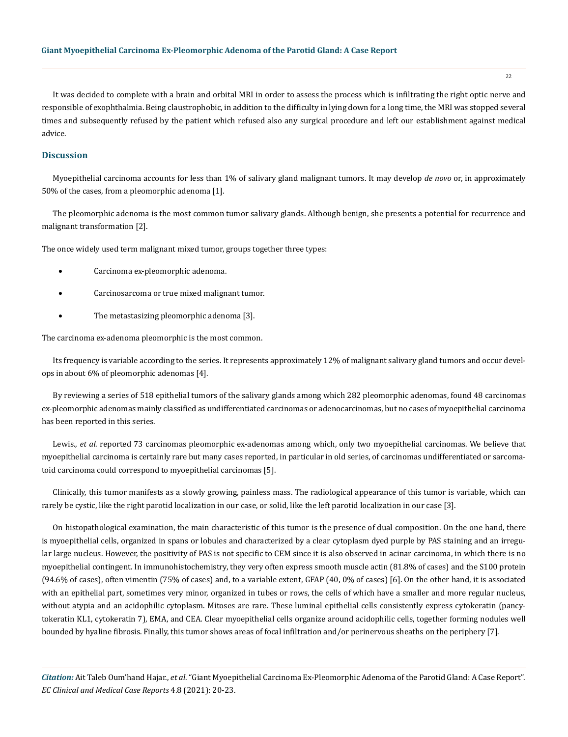It was decided to complete with a brain and orbital MRI in order to assess the process which is infiltrating the right optic nerve and responsible of exophthalmia. Being claustrophobic, in addition to the difficulty in lying down for a long time, the MRI was stopped several times and subsequently refused by the patient which refused also any surgical procedure and left our establishment against medical advice.

## Discussion

Myoepithelial carcinoma accounts for less than 1% of salivary gland malignant tumors. It may develop *de novo* or, in approximately 50% of the cases, from a pleomorphic adenoma [1].

The pleomorphic adenoma is the most common tumor salivary glands. Although benign, she presents a potential for recurrence and malignant transformation [2].

The once widely used term malignant mixed tumor, groups together three types:

- Carcinoma ex-pleomorphic adenoma.
- Carcinosarcoma or true mixed malignant tumor.
- The metastasizing pleomorphic adenoma [3].

The carcinoma ex-adenoma pleomorphic is the most common.

Its frequency is variable according to the series. It represents approximately 12% of malignant salivary gland tumors and occur develops in about 6% of pleomorphic adenomas [4].

By reviewing a series of 518 epithelial tumors of the salivary glands among which 282 pleomorphic adenomas, found 48 carcinomas ex-pleomorphic adenomas mainly classified as undifferentiated carcinomas or adenocarcinomas, but no cases of myoepithelial carcinoma has been reported in this series.

Lewis., *et al*. reported 73 carcinomas pleomorphic ex-adenomas among which, only two myoepithelial carcinomas. We believe that myoepithelial carcinoma is certainly rare but many cases reported, in particular in old series, of carcinomas undifferentiated or sarcomatoid carcinoma could correspond to myoepithelial carcinomas [5].

Clinically, this tumor manifests as a slowly growing, painless mass. The radiological appearance of this tumor is variable, which can rarely be cystic, like the right parotid localization in our case, or solid, like the left parotid localization in our case [3].

On histopathological examination, the main characteristic of this tumor is the presence of dual composition. On the one hand, there is myoepithelial cells, organized in spans or lobules and characterized by a clear cytoplasm dyed purple by PAS staining and an irregular large nucleus. However, the positivity of PAS is not specific to CEM since it is also observed in acinar carcinoma, in which there is no myoepithelial contingent. In immunohistochemistry, they very often express smooth muscle actin (81.8% of cases) and the S100 protein (94.6% of cases), often vimentin (75% of cases) and, to a variable extent, GFAP (40, 0% of cases) [6]. On the other hand, it is associated with an epithelial part, sometimes very minor, organized in tubes or rows, the cells of which have a smaller and more regular nucleus, without atypia and an acidophilic cytoplasm. Mitoses are rare. These luminal epithelial cells consistently express cytokeratin (pancytokeratin KL1, cytokeratin 7), EMA, and CEA. Clear myoepithelial cells organize around acidophilic cells, together forming nodules well bounded by hyaline fibrosis. Finally, this tumor shows areas of focal infiltration and/or perinervous sheaths on the periphery [7].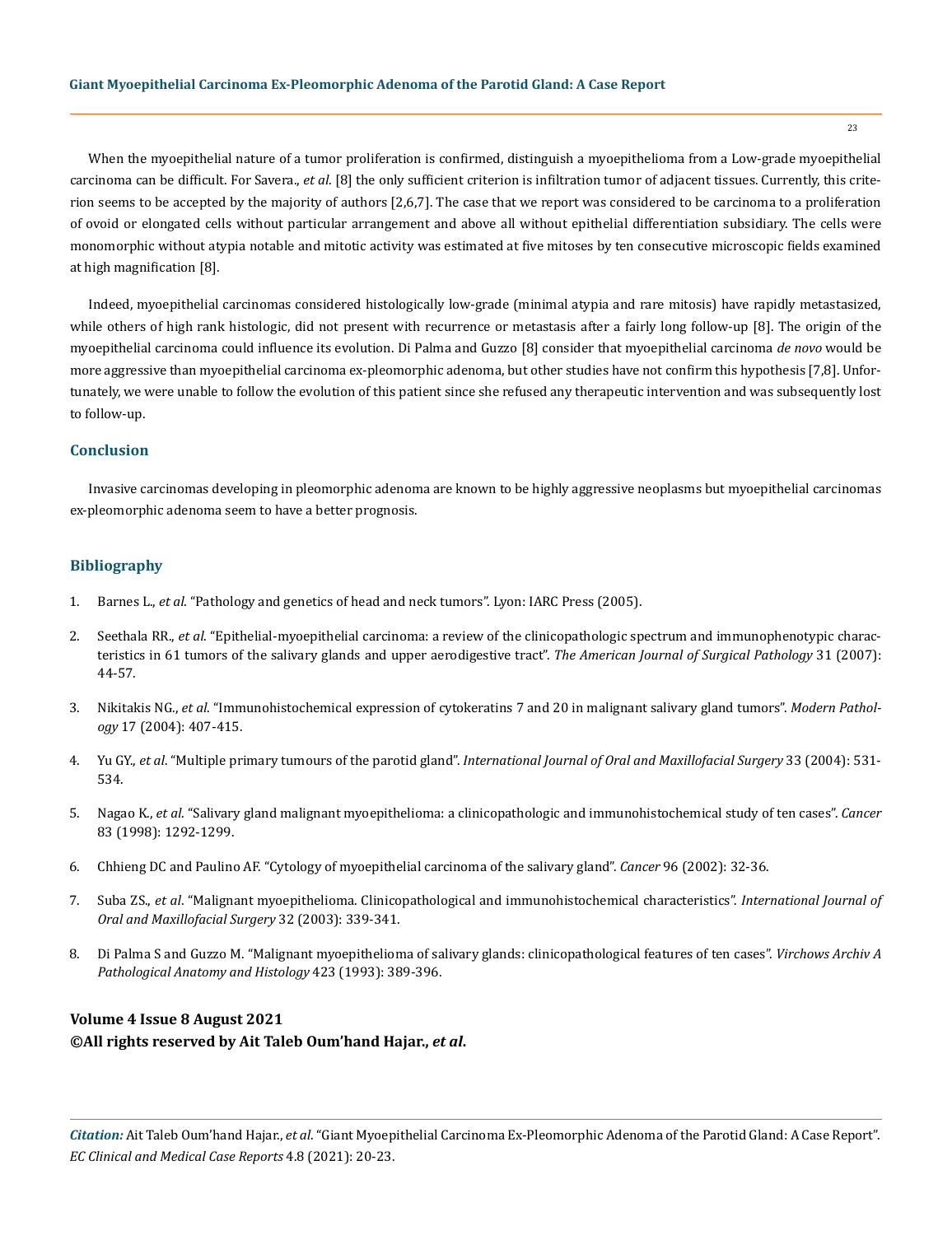When the myoepithelial nature of a tumor proliferation is confirmed, distinguish a myoepithelioma from a Low-grade myoepithelial carcinoma can be difficult. For Savera., *et al*. [8] the only sufficient criterion is infiltration tumor of adjacent tissues. Currently, this criterion seems to be accepted by the majority of authors [2,6,7]. The case that we report was considered to be carcinoma to a proliferation of ovoid or elongated cells without particular arrangement and above all without epithelial differentiation subsidiary. The cells were monomorphic without atypia notable and mitotic activity was estimated at five mitoses by ten consecutive microscopic fields examined at high magnification [8].

Indeed, myoepithelial carcinomas considered histologically low-grade (minimal atypia and rare mitosis) have rapidly metastasized, while others of high rank histologic, did not present with recurrence or metastasis after a fairly long follow-up [8]. The origin of the myoepithelial carcinoma could influence its evolution. Di Palma and Guzzo [8] consider that myoepithelial carcinoma *de novo* would be more aggressive than myoepithelial carcinoma ex-pleomorphic adenoma, but other studies have not confirm this hypothesis [7,8]. Unfortunately, we were unable to follow the evolution of this patient since she refused any therapeutic intervention and was subsequently lost to follow-up.

## Conclusion

Invasive carcinomas developing in pleomorphic adenoma are known to be highly aggressive neoplasms but myoepithelial carcinomas ex-pleomorphic adenoma seem to have a better prognosis.

## Bibliography

1. Barnes L., *et al*. "Pathology and genetics of head and neck tumors". Lyon: IARC Press (2005).
2. Seethala RR., *et al*. "Epithelial-myoepithelial carcinoma: a review of the clinicopathologic spectrum and immunophenotypic characteristics in 61 tumors of the salivary glands and upper aerodigestive tract". *The American Journal of Surgical Pathology* 31 (2007): 44-57.
3. Nikitakis NG., *et al*. "Immunohistochemical expression of cytokeratins 7 and 20 in malignant salivary gland tumors". *Modern Pathology* 17 (2004): 407-415.
4. Yu GY., *et al*. "Multiple primary tumours of the parotid gland". *International Journal of Oral and Maxillofacial Surgery* 33 (2004): 531-534.
5. Nagao K., *et al*. "Salivary gland malignant myoepithelioma: a clinicopathologic and immunohistochemical study of ten cases". *Cancer* 83 (1998): 1292-1299.
6. Chhieng DC and Paulino AF. "Cytology of myoepithelial carcinoma of the salivary gland". *Cancer* 96 (2002): 32-36.
7. Suba ZS., *et al*. "Malignant myoepithelioma. Clinicopathological and immunohistochemical characteristics". *International Journal of Oral and Maxillofacial Surgery* 32 (2003): 339-341.
8. Di Palma S and Guzzo M. "Malignant myoepithelioma of salivary glands: clinicopathological features of ten cases". *Virchows Archiv A Pathological Anatomy and Histology* 423 (1993): 389-396.

**Volume 4 Issue 8 August 2021**
**©All rights reserved by Ait Taleb Oum'hand Hajar., *et al*.**